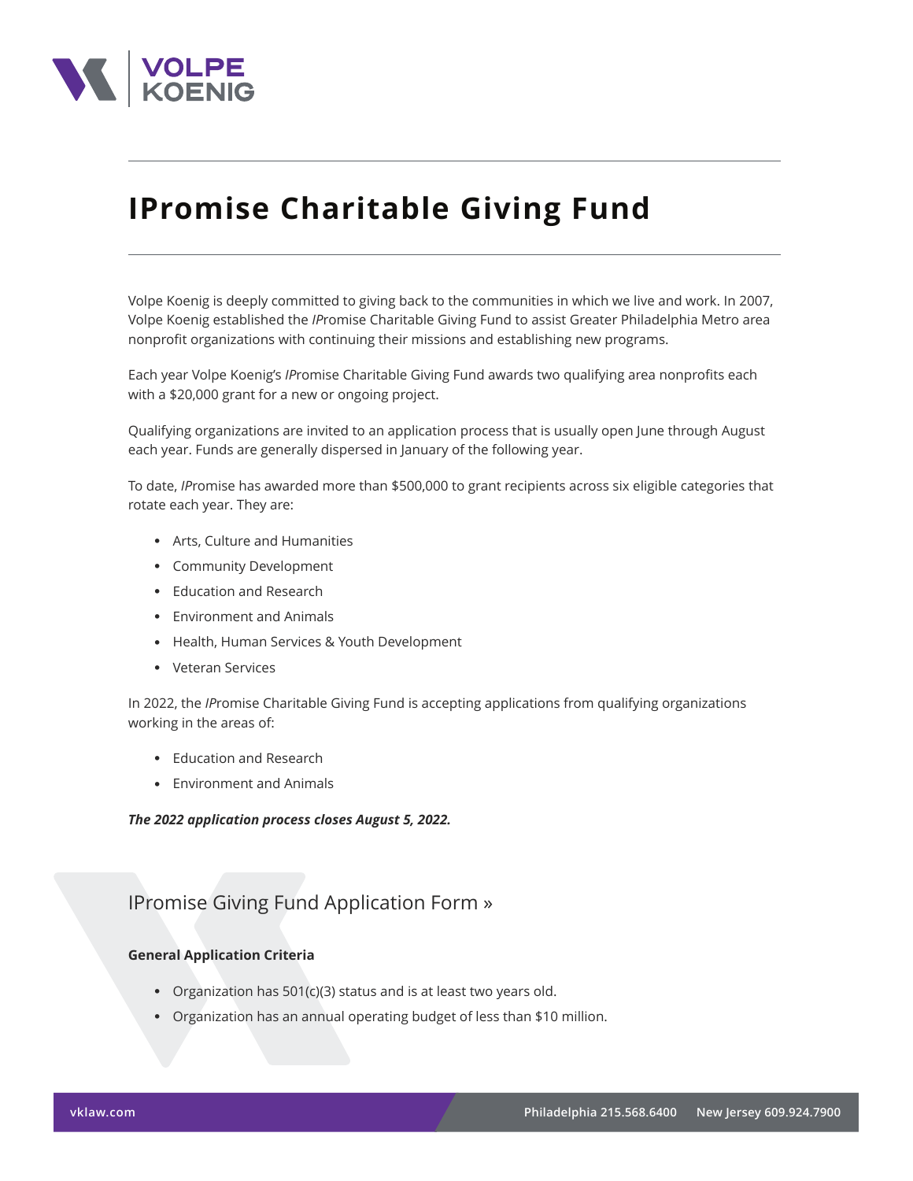# IPromise Charitable Giving Fund

Volpe Koenig is deeply committed to giving back to the communities in which we live and work. In 2007, Volpe Koenig established the *IP*romise Charitable Giving Fund to assist Greater Philadelphia Metro area nonprofit organizations with continuing their missions and establishing new programs.

Each year Volpe Koenig's *IP*romise Charitable Giving Fund awards two qualifying area nonprofits each with a $20,000 grant for a new or ongoing project.

Qualifying organizations are invited to an application process that is usually open June through August each year. Funds are generally dispersed in January of the following year.

To date, *IP*romise has awarded more than $500,000 to grant recipients across six eligible categories that rotate each year. They are:

- Arts, Culture and Humanities
- Community Development
- Education and Research
- Environment and Animals
- Health, Human Services & Youth Development
- Veteran Services

In 2022, the *IP*romise Charitable Giving Fund is accepting applications from qualifying organizations working in the areas of:

- Education and Research
- Environment and Animals

***The 2022 application process closes August 5, 2022.***

## IPromise Giving Fund Application Form »

**General Application Criteria**

- Organization has 501(c)(3) status and is at least two years old.
- Organization has an annual operating budget of less than $10 million.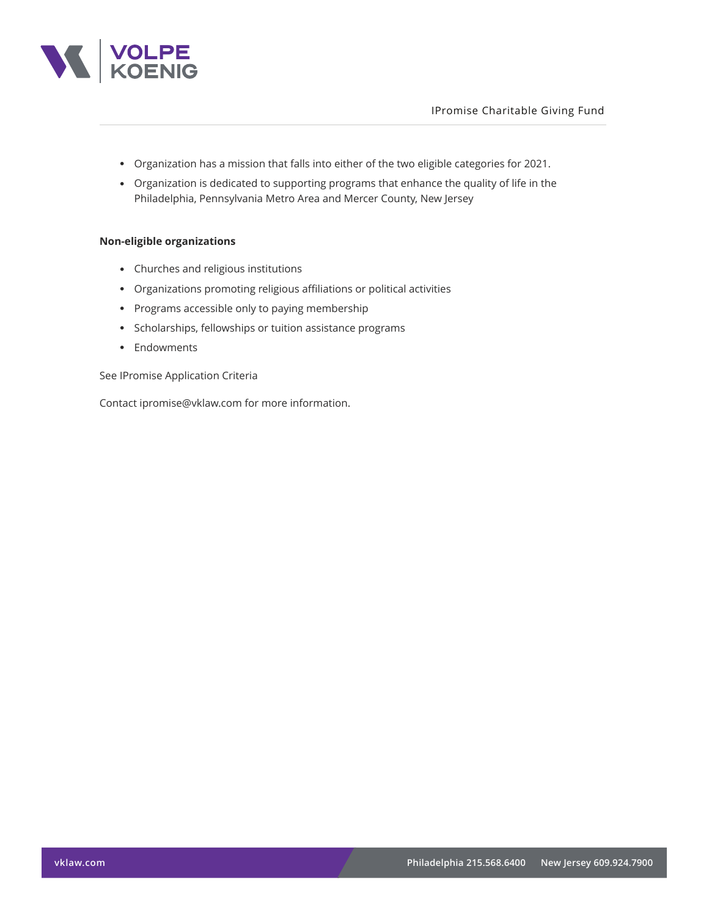- Organization has a mission that falls into either of the two eligible categories for 2021.
- Organization is dedicated to supporting programs that enhance the quality of life in the Philadelphia, Pennsylvania Metro Area and Mercer County, New Jersey

**Non-eligible organizations**

- Churches and religious institutions
- Organizations promoting religious affiliations or political activities
- Programs accessible only to paying membership
- Scholarships, fellowships or tuition assistance programs
- Endowments

See IPromise Application Criteria

Contact ipromise@vklaw.com for more information.